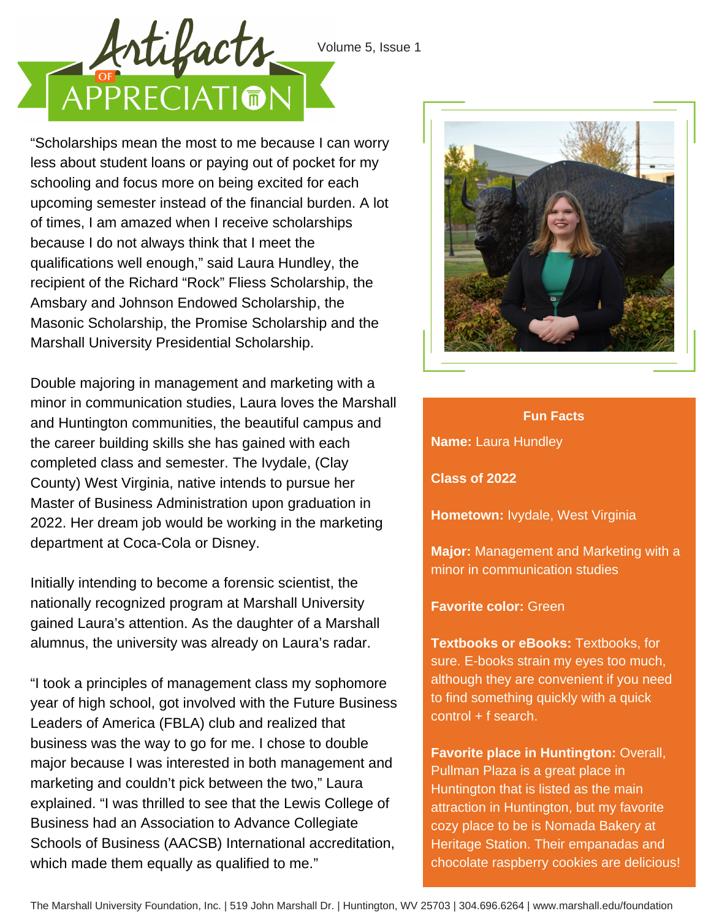# Artifacts of Appreciation

Volume 5, Issue 1

"Scholarships mean the most to me because I can worry less about student loans or paying out of pocket for my schooling and focus more on being excited for each upcoming semester instead of the financial burden. A lot of times, I am amazed when I receive scholarships because I do not always think that I meet the qualifications well enough," said Laura Hundley, the recipient of the Richard "Rock" Fliess Scholarship, the Amsbary and Johnson Endowed Scholarship, the Masonic Scholarship, the Promise Scholarship and the Marshall University Presidential Scholarship.

Double majoring in management and marketing with a minor in communication studies, Laura loves the Marshall and Huntington communities, the beautiful campus and the career building skills she has gained with each completed class and semester. The Ivydale, (Clay County) West Virginia, native intends to pursue her Master of Business Administration upon graduation in 2022. Her dream job would be working in the marketing department at Coca-Cola or Disney.

Initially intending to become a forensic scientist, the nationally recognized program at Marshall University gained Laura's attention. As the daughter of a Marshall alumnus, the university was already on Laura's radar.

"I took a principles of management class my sophomore year of high school, got involved with the Future Business Leaders of America (FBLA) club and realized that business was the way to go for me. I chose to double major because I was interested in both management and marketing and couldn't pick between the two," Laura explained. "I was thrilled to see that the Lewis College of Business had an Association to Advance Collegiate Schools of Business (AACSB) International accreditation, which made them equally as qualified to me."

## Fun Facts

**Name:** Laura Hundley

**Class of 2022**

**Hometown:** Ivydale, West Virginia

**Major:** Management and Marketing with a minor in communication studies

**Favorite color:** Green

**Textbooks or eBooks:** Textbooks, for sure. E-books strain my eyes too much, although they are convenient if you need to find something quickly with a quick control + f search.

**Favorite place in Huntington:** Overall, Pullman Plaza is a great place in Huntington that is listed as the main attraction in Huntington, but my favorite cozy place to be is Nomada Bakery at Heritage Station. Their empanadas and chocolate raspberry cookies are delicious!

The Marshall University Foundation, Inc. | 519 John Marshall Dr. | Huntington, WV 25703 | 304.696.6264 | www.marshall.edu/foundation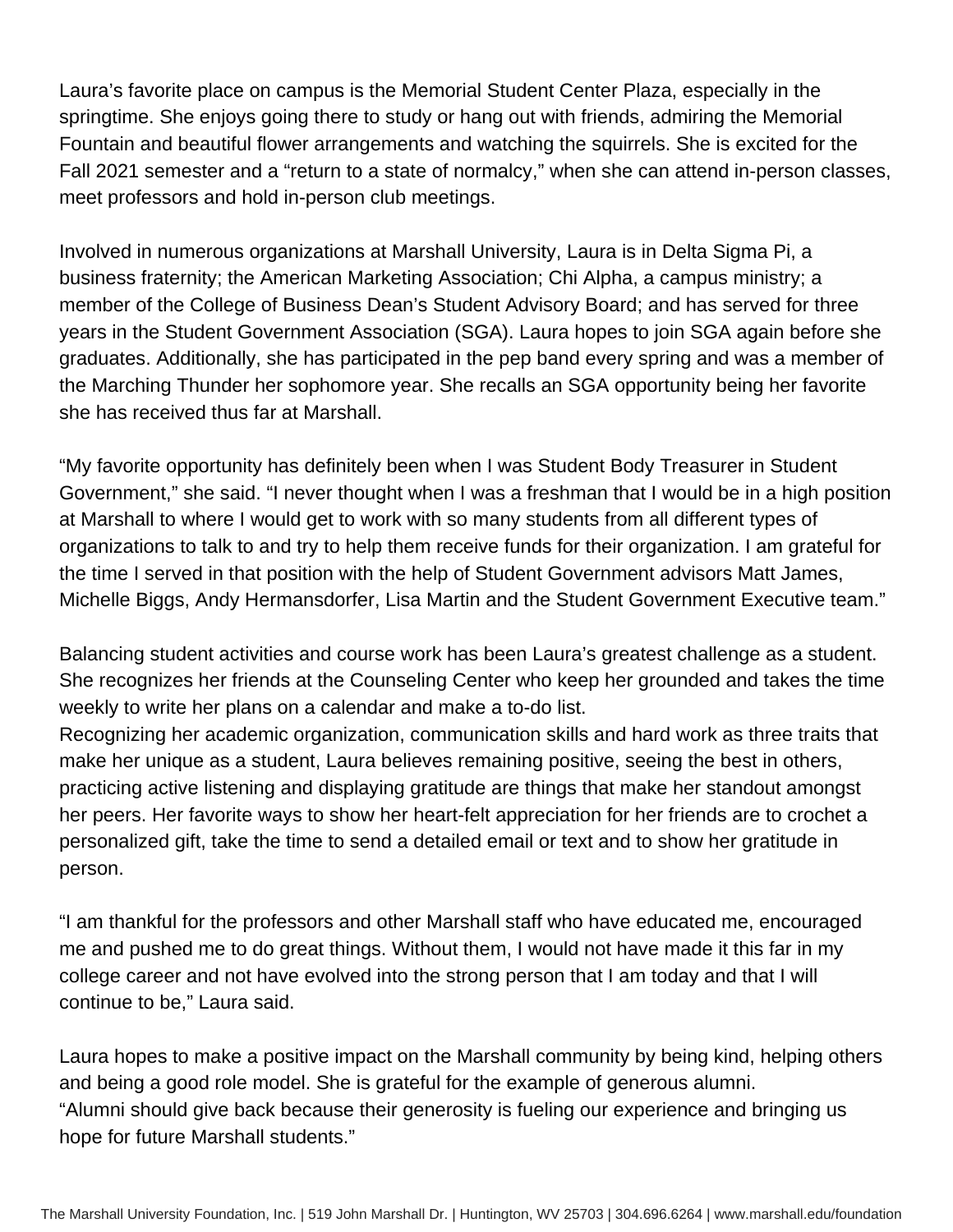Laura's favorite place on campus is the Memorial Student Center Plaza, especially in the springtime. She enjoys going there to study or hang out with friends, admiring the Memorial Fountain and beautiful flower arrangements and watching the squirrels. She is excited for the Fall 2021 semester and a "return to a state of normalcy," when she can attend in-person classes, meet professors and hold in-person club meetings.

Involved in numerous organizations at Marshall University, Laura is in Delta Sigma Pi, a business fraternity; the American Marketing Association; Chi Alpha, a campus ministry; a member of the College of Business Dean's Student Advisory Board; and has served for three years in the Student Government Association (SGA). Laura hopes to join SGA again before she graduates. Additionally, she has participated in the pep band every spring and was a member of the Marching Thunder her sophomore year. She recalls an SGA opportunity being her favorite she has received thus far at Marshall.

"My favorite opportunity has definitely been when I was Student Body Treasurer in Student Government," she said. "I never thought when I was a freshman that I would be in a high position at Marshall to where I would get to work with so many students from all different types of organizations to talk to and try to help them receive funds for their organization. I am grateful for the time I served in that position with the help of Student Government advisors Matt James, Michelle Biggs, Andy Hermansdorfer, Lisa Martin and the Student Government Executive team."

Balancing student activities and course work has been Laura's greatest challenge as a student. She recognizes her friends at the Counseling Center who keep her grounded and takes the time weekly to write her plans on a calendar and make a to-do list.
Recognizing her academic organization, communication skills and hard work as three traits that make her unique as a student, Laura believes remaining positive, seeing the best in others, practicing active listening and displaying gratitude are things that make her standout amongst her peers. Her favorite ways to show her heart-felt appreciation for her friends are to crochet a personalized gift, take the time to send a detailed email or text and to show her gratitude in person.

"I am thankful for the professors and other Marshall staff who have educated me, encouraged me and pushed me to do great things. Without them, I would not have made it this far in my college career and not have evolved into the strong person that I am today and that I will continue to be," Laura said.

Laura hopes to make a positive impact on the Marshall community by being kind, helping others and being a good role model. She is grateful for the example of generous alumni.
"Alumni should give back because their generosity is fueling our experience and bringing us hope for future Marshall students."